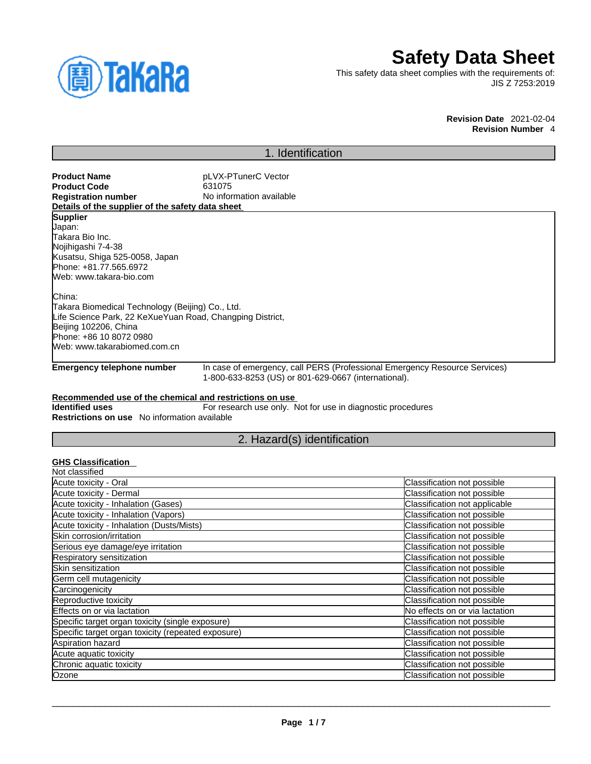# Safety Data Sheet

This safety data sheet complies with the requirements of:
JIS Z 7253:2019

**Revision Date** 2021-02-04
**Revision Number** 4

## 1. Identification

**Product Name** pLVX-PTunerC Vector
**Product Code** 631075
**Registration number** No information available

**Details of the supplier of the safety data sheet**

**Supplier**
Japan:
Takara Bio Inc.
Nojihigashi 7-4-38
Kusatsu, Shiga 525-0058, Japan
Phone: +81.77.565.6972
Web: www.takara-bio.com

China:
Takara Biomedical Technology (Beijing) Co., Ltd.
Life Science Park, 22 KeXueYuan Road, Changping District,
Beijing 102206, China
Phone: +86 10 8072 0980
Web: www.takarabiomed.com.cn

**Emergency telephone number** In case of emergency, call PERS (Professional Emergency Resource Services) 1-800-633-8253 (US) or 801-629-0667 (international).

**Recommended use of the chemical and restrictions on use**

**Identified uses** For research use only. Not for use in diagnostic procedures
**Restrictions on use** No information available

## 2. Hazard(s) identification

**GHS Classification**

Not classified

| | |
|---|---|
| Acute toxicity - Oral | Classification not possible |
| Acute toxicity - Dermal | Classification not possible |
| Acute toxicity - Inhalation (Gases) | Classification not applicable |
| Acute toxicity - Inhalation (Vapors) | Classification not possible |
| Acute toxicity - Inhalation (Dusts/Mists) | Classification not possible |
| Skin corrosion/irritation | Classification not possible |
| Serious eye damage/eye irritation | Classification not possible |
| Respiratory sensitization | Classification not possible |
| Skin sensitization | Classification not possible |
| Germ cell mutagenicity | Classification not possible |
| Carcinogenicity | Classification not possible |
| Reproductive toxicity | Classification not possible |
| Effects on or via lactation | No effects on or via lactation |
| Specific target organ toxicity (single exposure) | Classification not possible |
| Specific target organ toxicity (repeated exposure) | Classification not possible |
| Aspiration hazard | Classification not possible |
| Acute aquatic toxicity | Classification not possible |
| Chronic aquatic toxicity | Classification not possible |
| Ozone | Classification not possible |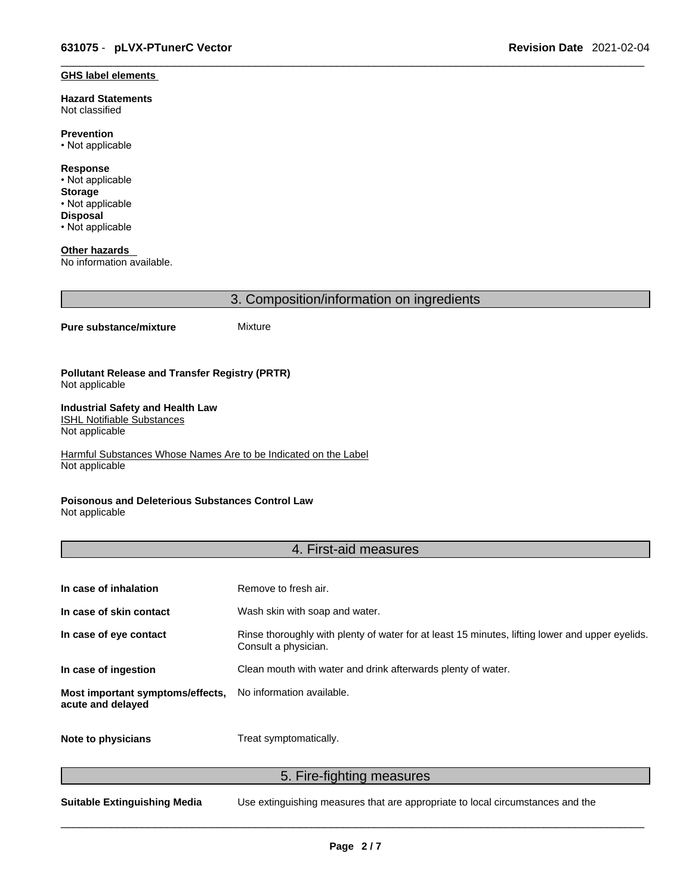**GHS label elements**

**Hazard Statements**
Not classified

**Prevention**
• Not applicable

**Response**
• Not applicable

**Storage**
• Not applicable

**Disposal**
• Not applicable

**Other hazards**
No information available.

## 3. Composition/information on ingredients

**Pure substance/mixture** Mixture

**Pollutant Release and Transfer Registry (PRTR)**
Not applicable

**Industrial Safety and Health Law**
ISHL Notifiable Substances
Not applicable

Harmful Substances Whose Names Are to be Indicated on the Label
Not applicable

**Poisonous and Deleterious Substances Control Law**
Not applicable

## 4. First-aid measures

| | |
|---|---|
| **In case of inhalation** | Remove to fresh air. |
| **In case of skin contact** | Wash skin with soap and water. |
| **In case of eye contact** | Rinse thoroughly with plenty of water for at least 15 minutes, lifting lower and upper eyelids. Consult a physician. |
| **In case of ingestion** | Clean mouth with water and drink afterwards plenty of water. |
| **Most important symptoms/effects, acute and delayed** | No information available. |
| **Note to physicians** | Treat symptomatically. |

## 5. Fire-fighting measures

**Suitable Extinguishing Media** Use extinguishing measures that are appropriate to local circumstances and the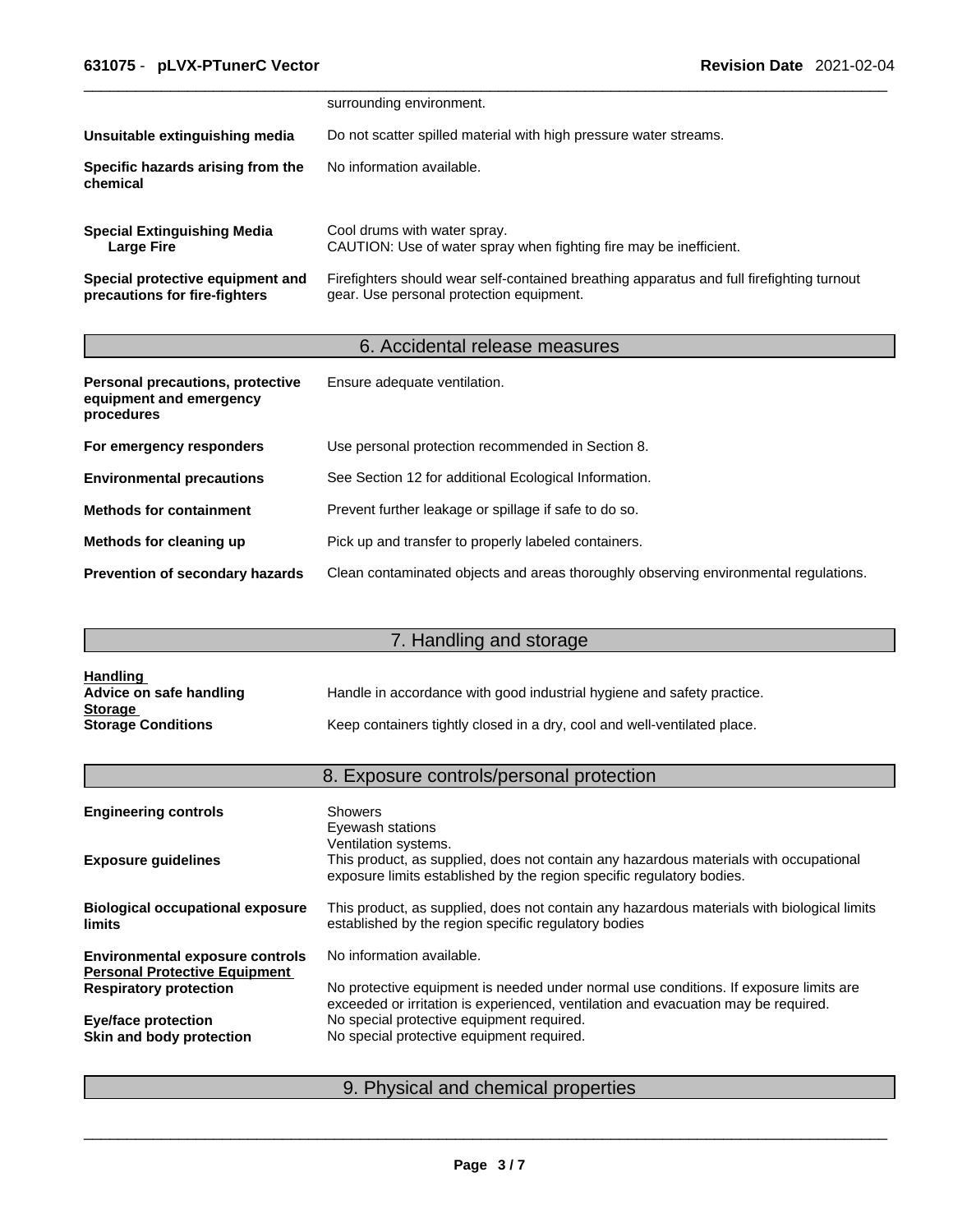| | |
|---|---|
| | surrounding environment. |
| **Unsuitable extinguishing media** | Do not scatter spilled material with high pressure water streams. |
| **Specific hazards arising from the chemical** | No information available. |
| **Special Extinguishing Media** | Cool drums with water spray. |
| **Large Fire** | CAUTION: Use of water spray when fighting fire may be inefficient. |
| **Special protective equipment and precautions for fire-fighters** | Firefighters should wear self-contained breathing apparatus and full firefighting turnout gear. Use personal protection equipment. |

## 6. Accidental release measures

| | |
|---|---|
| **Personal precautions, protective equipment and emergency procedures** | Ensure adequate ventilation. |
| **For emergency responders** | Use personal protection recommended in Section 8. |
| **Environmental precautions** | See Section 12 for additional Ecological Information. |
| **Methods for containment** | Prevent further leakage or spillage if safe to do so. |
| **Methods for cleaning up** | Pick up and transfer to properly labeled containers. |
| **Prevention of secondary hazards** | Clean contaminated objects and areas thoroughly observing environmental regulations. |

## 7. Handling and storage

**Handling**

| | |
|---|---|
| **Advice on safe handling** | Handle in accordance with good industrial hygiene and safety practice. |

**Storage**

| | |
|---|---|
| **Storage Conditions** | Keep containers tightly closed in a dry, cool and well-ventilated place. |

## 8. Exposure controls/personal protection

| | |
|---|---|
| **Engineering controls** | Showers<br>Eyewash stations<br>Ventilation systems. |
| **Exposure guidelines** | This product, as supplied, does not contain any hazardous materials with occupational exposure limits established by the region specific regulatory bodies. |
| **Biological occupational exposure limits** | This product, as supplied, does not contain any hazardous materials with biological limits established by the region specific regulatory bodies |
| **Environmental exposure controls** | No information available. |

**Personal Protective Equipment**

| | |
|---|---|
| **Respiratory protection** | No protective equipment is needed under normal use conditions. If exposure limits are exceeded or irritation is experienced, ventilation and evacuation may be required. |
| **Eye/face protection** | No special protective equipment required. |
| **Skin and body protection** | No special protective equipment required. |

## 9. Physical and chemical properties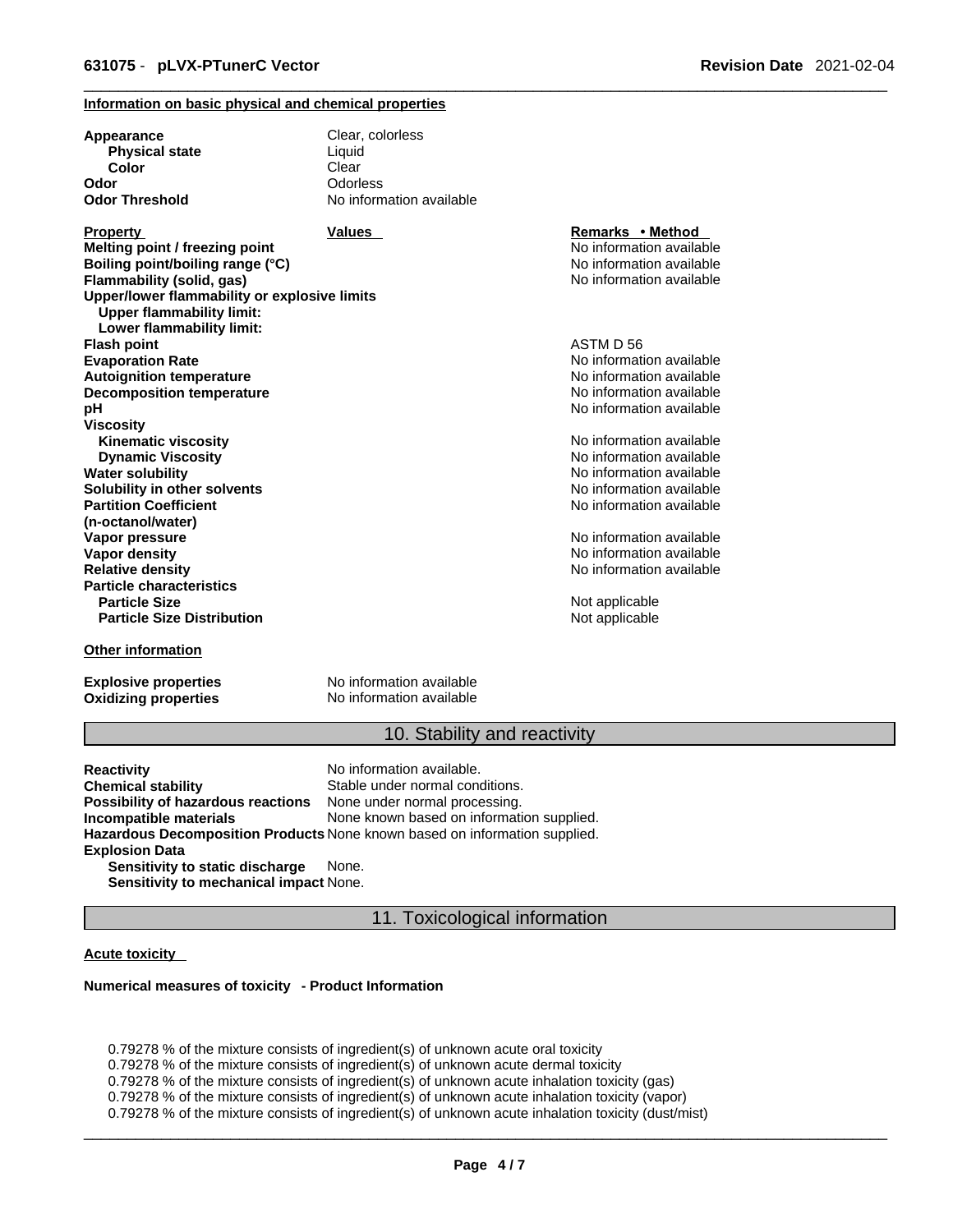**Information on basic physical and chemical properties**

| | |
|---|---|
| **Appearance** | Clear, colorless |
| **Physical state** | Liquid |
| **Color** | Clear |
| **Odor** | Odorless |
| **Odor Threshold** | No information available |

| Property | Values | Remarks • Method |
|---|---|---|
| **Melting point / freezing point** | | No information available |
| **Boiling point/boiling range (°C)** | | No information available |
| **Flammability (solid, gas)** | | No information available |
| **Upper/lower flammability or explosive limits** | | |
| **Upper flammability limit:** | | |
| **Lower flammability limit:** | | |
| **Flash point** | | ASTM D 56 |
| **Evaporation Rate** | | No information available |
| **Autoignition temperature** | | No information available |
| **Decomposition temperature** | | No information available |
| **pH** | | No information available |
| **Viscosity** | | |
| **Kinematic viscosity** | | No information available |
| **Dynamic Viscosity** | | No information available |
| **Water solubility** | | No information available |
| **Solubility in other solvents** | | No information available |
| **Partition Coefficient (n-octanol/water)** | | No information available |
| **Vapor pressure** | | No information available |
| **Vapor density** | | No information available |
| **Relative density** | | No information available |
| **Particle characteristics** | | |
| **Particle Size** | | Not applicable |
| **Particle Size Distribution** | | Not applicable |

**Other information**

| | |
|---|---|
| **Explosive properties** | No information available |
| **Oxidizing properties** | No information available |

## 10. Stability and reactivity

| | |
|---|---|
| **Reactivity** | No information available. |
| **Chemical stability** | Stable under normal conditions. |
| **Possibility of hazardous reactions** | None under normal processing. |
| **Incompatible materials** | None known based on information supplied. |
| **Hazardous Decomposition Products** | None known based on information supplied. |
| **Explosion Data** | |
| **Sensitivity to static discharge** | None. |
| **Sensitivity to mechanical impact** | None. |

## 11. Toxicological information

**Acute toxicity**

**Numerical measures of toxicity - Product Information**

0.79278 % of the mixture consists of ingredient(s) of unknown acute oral toxicity
0.79278 % of the mixture consists of ingredient(s) of unknown acute dermal toxicity
0.79278 % of the mixture consists of ingredient(s) of unknown acute inhalation toxicity (gas)
0.79278 % of the mixture consists of ingredient(s) of unknown acute inhalation toxicity (vapor)
0.79278 % of the mixture consists of ingredient(s) of unknown acute inhalation toxicity (dust/mist)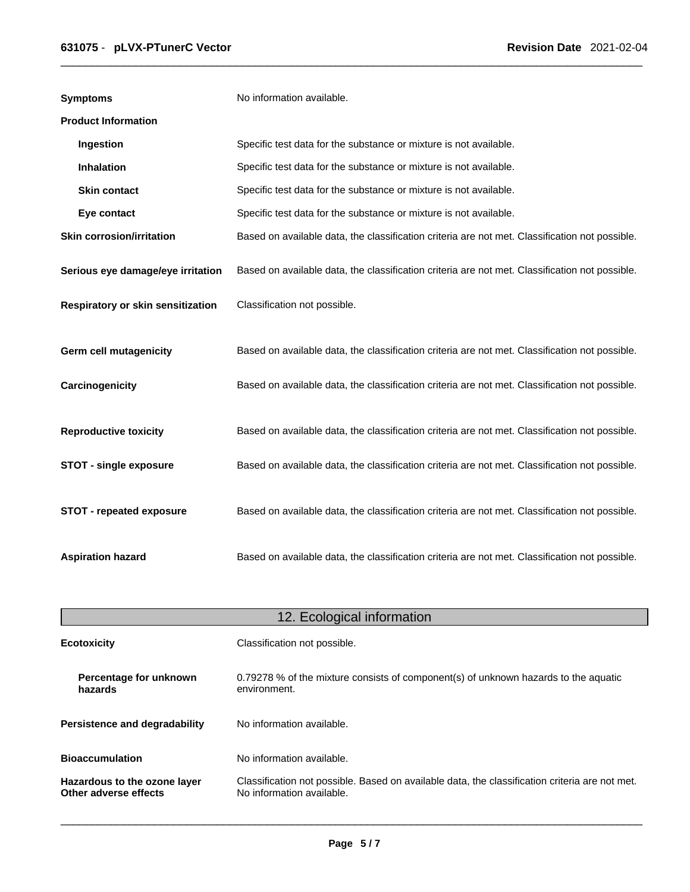**Symptoms** No information available.

**Product Information**

| | |
|---|---|
| **Ingestion** | Specific test data for the substance or mixture is not available. |
| **Inhalation** | Specific test data for the substance or mixture is not available. |
| **Skin contact** | Specific test data for the substance or mixture is not available. |
| **Eye contact** | Specific test data for the substance or mixture is not available. |
| **Skin corrosion/irritation** | Based on available data, the classification criteria are not met. Classification not possible. |
| **Serious eye damage/eye irritation** | Based on available data, the classification criteria are not met. Classification not possible. |
| **Respiratory or skin sensitization** | Classification not possible. |
| **Germ cell mutagenicity** | Based on available data, the classification criteria are not met. Classification not possible. |
| **Carcinogenicity** | Based on available data, the classification criteria are not met. Classification not possible. |
| **Reproductive toxicity** | Based on available data, the classification criteria are not met. Classification not possible. |
| **STOT - single exposure** | Based on available data, the classification criteria are not met. Classification not possible. |
| **STOT - repeated exposure** | Based on available data, the classification criteria are not met. Classification not possible. |
| **Aspiration hazard** | Based on available data, the classification criteria are not met. Classification not possible. |

## 12. Ecological information

| | |
|---|---|
| **Ecotoxicity** | Classification not possible. |
| **Percentage for unknown hazards** | 0.79278 % of the mixture consists of component(s) of unknown hazards to the aquatic environment. |
| **Persistence and degradability** | No information available. |
| **Bioaccumulation** | No information available. |
| **Hazardous to the ozone layer** | Classification not possible. Based on available data, the classification criteria are not met. |
| **Other adverse effects** | No information available. |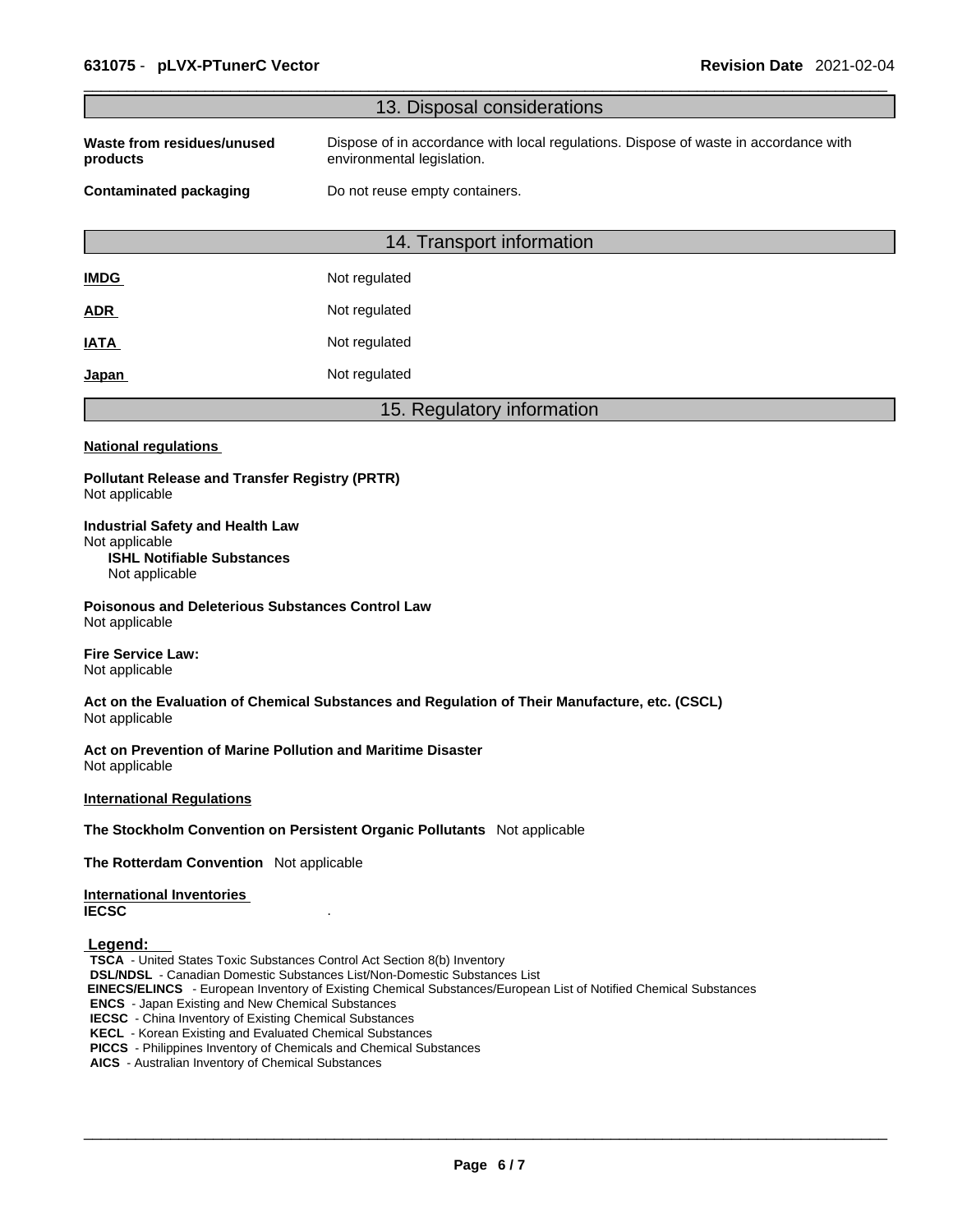## 13. Disposal considerations

| | |
|---|---|
| **Waste from residues/unused products** | Dispose of in accordance with local regulations. Dispose of waste in accordance with environmental legislation. |
| **Contaminated packaging** | Do not reuse empty containers. |

## 14. Transport information

| | |
|---|---|
| **IMDG** | Not regulated |
| **ADR** | Not regulated |
| **IATA** | Not regulated |
| **Japan** | Not regulated |

## 15. Regulatory information

**National regulations**

**Pollutant Release and Transfer Registry (PRTR)**
Not applicable

**Industrial Safety and Health Law**
Not applicable
**ISHL Notifiable Substances**
Not applicable

**Poisonous and Deleterious Substances Control Law**
Not applicable

**Fire Service Law:**
Not applicable

**Act on the Evaluation of Chemical Substances and Regulation of Their Manufacture, etc. (CSCL)**
Not applicable

**Act on Prevention of Marine Pollution and Maritime Disaster**
Not applicable

**International Regulations**

**The Stockholm Convention on Persistent Organic Pollutants** Not applicable

**The Rotterdam Convention** Not applicable

**International Inventories**

| | |
|---|---|
| **IECSC** | . |

**Legend:**

- **TSCA** - United States Toxic Substances Control Act Section 8(b) Inventory
- **DSL/NDSL** - Canadian Domestic Substances List/Non-Domestic Substances List
- **EINECS/ELINCS** - European Inventory of Existing Chemical Substances/European List of Notified Chemical Substances
- **ENCS** - Japan Existing and New Chemical Substances
- **IECSC** - China Inventory of Existing Chemical Substances
- **KECL** - Korean Existing and Evaluated Chemical Substances
- **PICCS** - Philippines Inventory of Chemicals and Chemical Substances
- **AICS** - Australian Inventory of Chemical Substances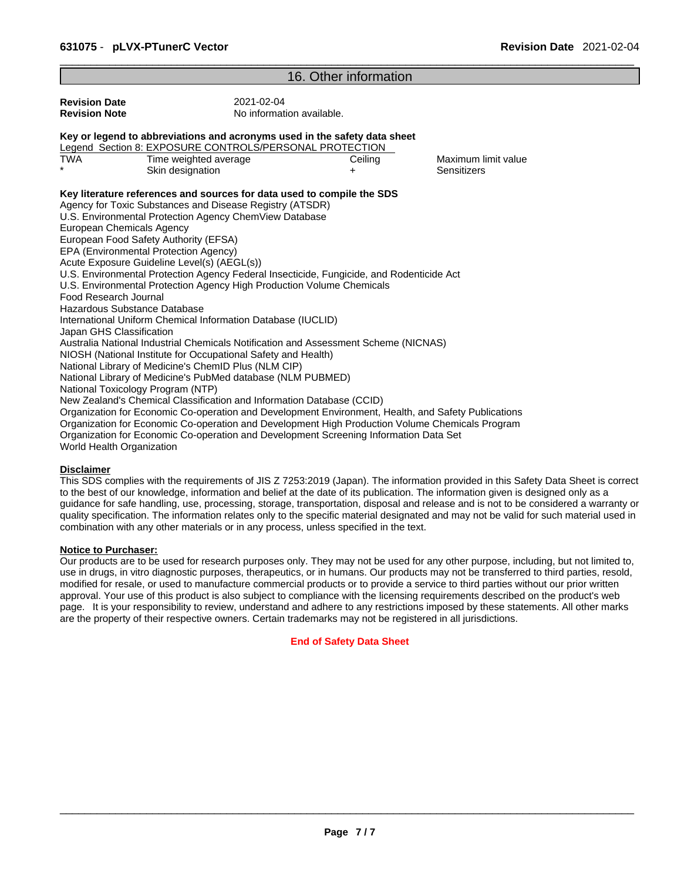## 16. Other information

| | |
|---|---|
| **Revision Date** | 2021-02-04 |
| **Revision Note** | No information available. |

**Key or legend to abbreviations and acronyms used in the safety data sheet**

Legend Section 8: EXPOSURE CONTROLS/PERSONAL PROTECTION

| | | | |
|---|---|---|---|
| TWA | Time weighted average | Ceiling | Maximum limit value |
| * | Skin designation | + | Sensitizers |

**Key literature references and sources for data used to compile the SDS**

Agency for Toxic Substances and Disease Registry (ATSDR)
U.S. Environmental Protection Agency ChemView Database
European Chemicals Agency
European Food Safety Authority (EFSA)
EPA (Environmental Protection Agency)
Acute Exposure Guideline Level(s) (AEGL(s))
U.S. Environmental Protection Agency Federal Insecticide, Fungicide, and Rodenticide Act
U.S. Environmental Protection Agency High Production Volume Chemicals
Food Research Journal
Hazardous Substance Database
International Uniform Chemical Information Database (IUCLID)
Japan GHS Classification
Australia National Industrial Chemicals Notification and Assessment Scheme (NICNAS)
NIOSH (National Institute for Occupational Safety and Health)
National Library of Medicine's ChemID Plus (NLM CIP)
National Library of Medicine's PubMed database (NLM PUBMED)
National Toxicology Program (NTP)
New Zealand's Chemical Classification and Information Database (CCID)
Organization for Economic Co-operation and Development Environment, Health, and Safety Publications
Organization for Economic Co-operation and Development High Production Volume Chemicals Program
Organization for Economic Co-operation and Development Screening Information Data Set
World Health Organization

**Disclaimer**

This SDS complies with the requirements of JIS Z 7253:2019 (Japan). The information provided in this Safety Data Sheet is correct to the best of our knowledge, information and belief at the date of its publication. The information given is designed only as a guidance for safe handling, use, processing, storage, transportation, disposal and release and is not to be considered a warranty or quality specification. The information relates only to the specific material designated and may not be valid for such material used in combination with any other materials or in any process, unless specified in the text.

**Notice to Purchaser:**

Our products are to be used for research purposes only. They may not be used for any other purpose, including, but not limited to, use in drugs, in vitro diagnostic purposes, therapeutics, or in humans. Our products may not be transferred to third parties, resold, modified for resale, or used to manufacture commercial products or to provide a service to third parties without our prior written approval. Your use of this product is also subject to compliance with the licensing requirements described on the product's web page. It is your responsibility to review, understand and adhere to any restrictions imposed by these statements. All other marks are the property of their respective owners. Certain trademarks may not be registered in all jurisdictions.

**End of Safety Data Sheet**